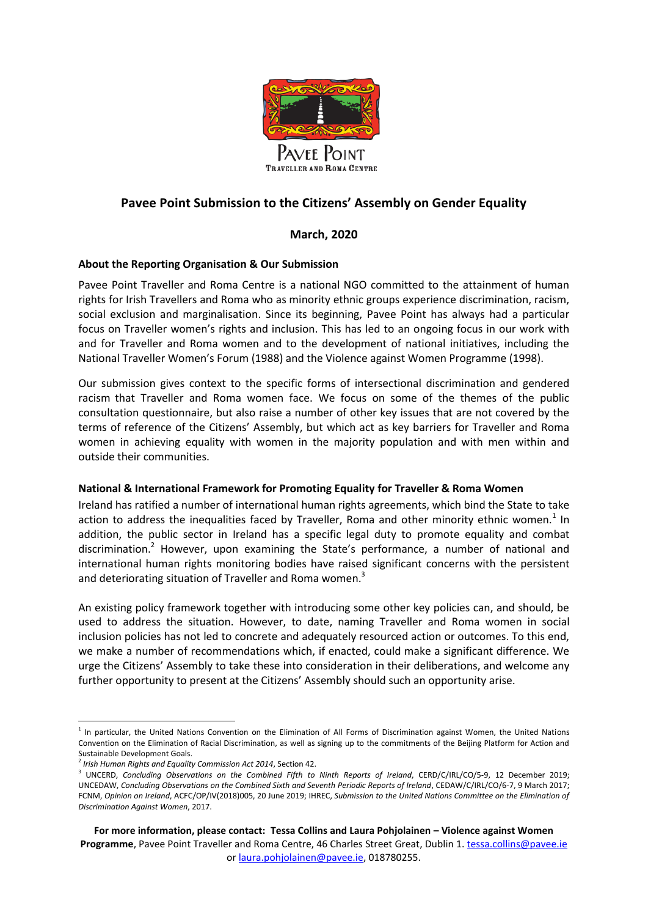PAVEE POINT
TRAVELLER AND ROMA CENTRE

# Pavee Point Submission to the Citizens' Assembly on Gender Equality

**March, 2020**

### About the Reporting Organisation & Our Submission

Pavee Point Traveller and Roma Centre is a national NGO committed to the attainment of human rights for Irish Travellers and Roma who as minority ethnic groups experience discrimination, racism, social exclusion and marginalisation. Since its beginning, Pavee Point has always had a particular focus on Traveller women's rights and inclusion. This has led to an ongoing focus in our work with and for Traveller and Roma women and to the development of national initiatives, including the National Traveller Women's Forum (1988) and the Violence against Women Programme (1998).

Our submission gives context to the specific forms of intersectional discrimination and gendered racism that Traveller and Roma women face. We focus on some of the themes of the public consultation questionnaire, but also raise a number of other key issues that are not covered by the terms of reference of the Citizens' Assembly, but which act as key barriers for Traveller and Roma women in achieving equality with women in the majority population and with men within and outside their communities.

### National & International Framework for Promoting Equality for Traveller & Roma Women

Ireland has ratified a number of international human rights agreements, which bind the State to take action to address the inequalities faced by Traveller, Roma and other minority ethnic women.[1] In addition, the public sector in Ireland has a specific legal duty to promote equality and combat discrimination.[2] However, upon examining the State's performance, a number of national and international human rights monitoring bodies have raised significant concerns with the persistent and deteriorating situation of Traveller and Roma women.[3]

An existing policy framework together with introducing some other key policies can, and should, be used to address the situation. However, to date, naming Traveller and Roma women in social inclusion policies has not led to concrete and adequately resourced action or outcomes. To this end, we make a number of recommendations which, if enacted, could make a significant difference. We urge the Citizens' Assembly to take these into consideration in their deliberations, and welcome any further opportunity to present at the Citizens' Assembly should such an opportunity arise.

---

[1] In particular, the United Nations Convention on the Elimination of All Forms of Discrimination against Women, the United Nations Convention on the Elimination of Racial Discrimination, as well as signing up to the commitments of the Beijing Platform for Action and Sustainable Development Goals.

[2] *Irish Human Rights and Equality Commission Act 2014*, Section 42.

[3] UNCERD, *Concluding Observations on the Combined Fifth to Ninth Reports of Ireland*, CERD/C/IRL/CO/5-9, 12 December 2019; UNCEDAW, *Concluding Observations on the Combined Sixth and Seventh Periodic Reports of Ireland*, CEDAW/C/IRL/CO/6-7, 9 March 2017; FCNM, *Opinion on Ireland*, ACFC/OP/IV(2018)005, 20 June 2019; IHREC, *Submission to the United Nations Committee on the Elimination of Discrimination Against Women*, 2017.

**For more information, please contact: Tessa Collins and Laura Pohjolainen – Violence against Women Programme**, Pavee Point Traveller and Roma Centre, 46 Charles Street Great, Dublin 1. tessa.collins@pavee.ie or laura.pohjolainen@pavee.ie, 018780255.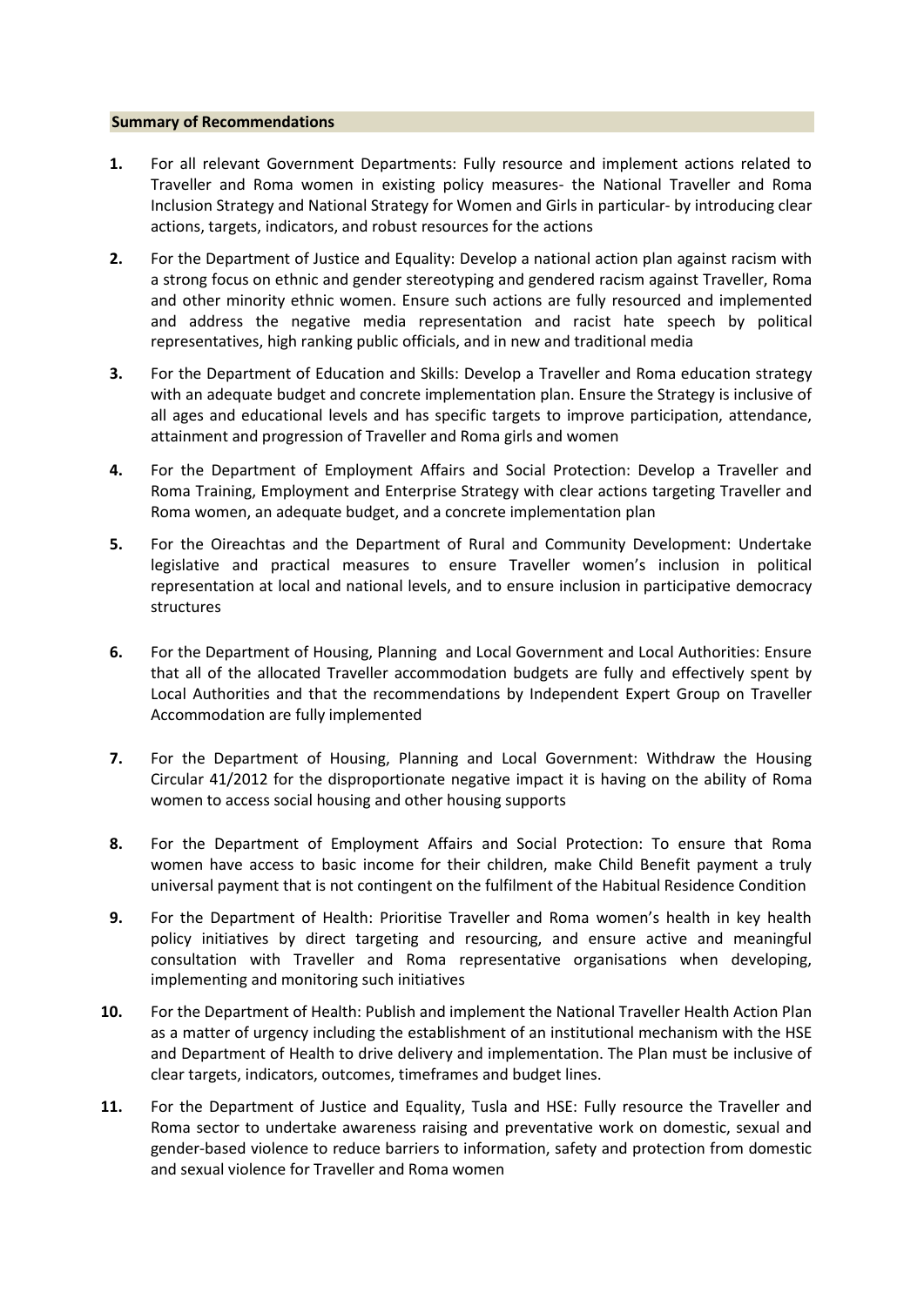**Summary of Recommendations**

1. For all relevant Government Departments: Fully resource and implement actions related to Traveller and Roma women in existing policy measures- the National Traveller and Roma Inclusion Strategy and National Strategy for Women and Girls in particular- by introducing clear actions, targets, indicators, and robust resources for the actions

2. For the Department of Justice and Equality: Develop a national action plan against racism with a strong focus on ethnic and gender stereotyping and gendered racism against Traveller, Roma and other minority ethnic women. Ensure such actions are fully resourced and implemented and address the negative media representation and racist hate speech by political representatives, high ranking public officials, and in new and traditional media

3. For the Department of Education and Skills: Develop a Traveller and Roma education strategy with an adequate budget and concrete implementation plan. Ensure the Strategy is inclusive of all ages and educational levels and has specific targets to improve participation, attendance, attainment and progression of Traveller and Roma girls and women

4. For the Department of Employment Affairs and Social Protection: Develop a Traveller and Roma Training, Employment and Enterprise Strategy with clear actions targeting Traveller and Roma women, an adequate budget, and a concrete implementation plan

5. For the Oireachtas and the Department of Rural and Community Development: Undertake legislative and practical measures to ensure Traveller women's inclusion in political representation at local and national levels, and to ensure inclusion in participative democracy structures

6. For the Department of Housing, Planning and Local Government and Local Authorities: Ensure that all of the allocated Traveller accommodation budgets are fully and effectively spent by Local Authorities and that the recommendations by Independent Expert Group on Traveller Accommodation are fully implemented

7. For the Department of Housing, Planning and Local Government: Withdraw the Housing Circular 41/2012 for the disproportionate negative impact it is having on the ability of Roma women to access social housing and other housing supports

8. For the Department of Employment Affairs and Social Protection: To ensure that Roma women have access to basic income for their children, make Child Benefit payment a truly universal payment that is not contingent on the fulfilment of the Habitual Residence Condition

9. For the Department of Health: Prioritise Traveller and Roma women's health in key health policy initiatives by direct targeting and resourcing, and ensure active and meaningful consultation with Traveller and Roma representative organisations when developing, implementing and monitoring such initiatives

10. For the Department of Health: Publish and implement the National Traveller Health Action Plan as a matter of urgency including the establishment of an institutional mechanism with the HSE and Department of Health to drive delivery and implementation. The Plan must be inclusive of clear targets, indicators, outcomes, timeframes and budget lines.

11. For the Department of Justice and Equality, Tusla and HSE: Fully resource the Traveller and Roma sector to undertake awareness raising and preventative work on domestic, sexual and gender-based violence to reduce barriers to information, safety and protection from domestic and sexual violence for Traveller and Roma women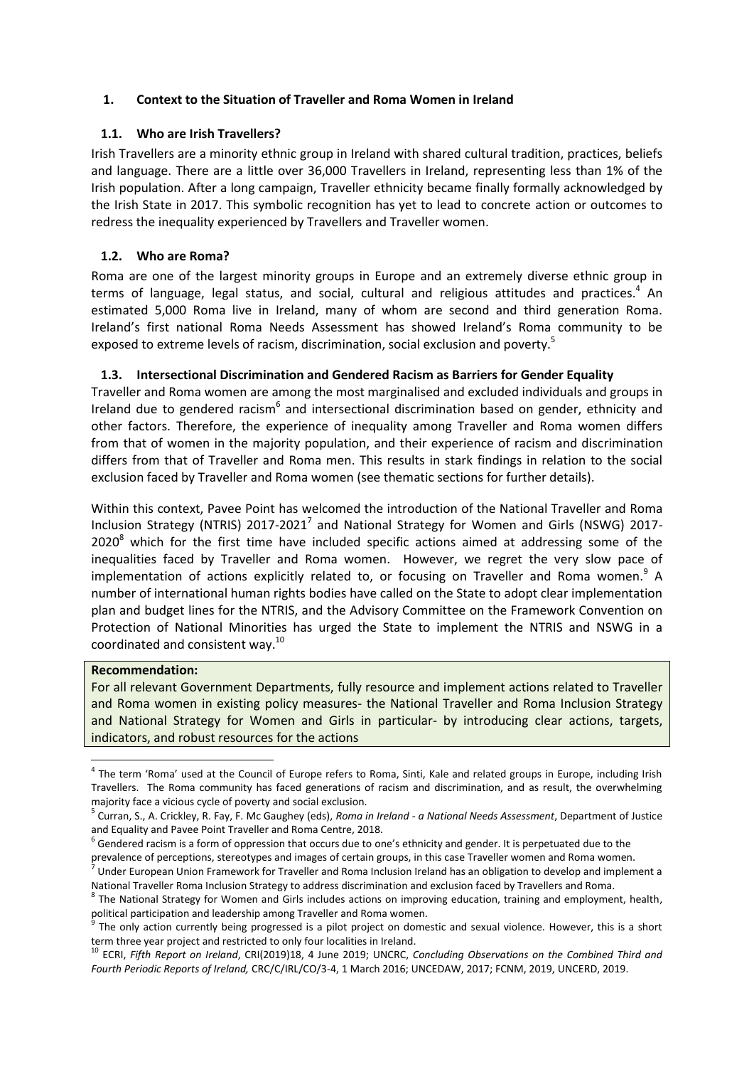## 1. Context to the Situation of Traveller and Roma Women in Ireland

### 1.1. Who are Irish Travellers?

Irish Travellers are a minority ethnic group in Ireland with shared cultural tradition, practices, beliefs and language. There are a little over 36,000 Travellers in Ireland, representing less than 1% of the Irish population. After a long campaign, Traveller ethnicity became finally formally acknowledged by the Irish State in 2017. This symbolic recognition has yet to lead to concrete action or outcomes to redress the inequality experienced by Travellers and Traveller women.

### 1.2. Who are Roma?

Roma are one of the largest minority groups in Europe and an extremely diverse ethnic group in terms of language, legal status, and social, cultural and religious attitudes and practices.[4] An estimated 5,000 Roma live in Ireland, many of whom are second and third generation Roma. Ireland's first national Roma Needs Assessment has showed Ireland's Roma community to be exposed to extreme levels of racism, discrimination, social exclusion and poverty.[5]

### 1.3. Intersectional Discrimination and Gendered Racism as Barriers for Gender Equality

Traveller and Roma women are among the most marginalised and excluded individuals and groups in Ireland due to gendered racism[6] and intersectional discrimination based on gender, ethnicity and other factors. Therefore, the experience of inequality among Traveller and Roma women differs from that of women in the majority population, and their experience of racism and discrimination differs from that of Traveller and Roma men. This results in stark findings in relation to the social exclusion faced by Traveller and Roma women (see thematic sections for further details).

Within this context, Pavee Point has welcomed the introduction of the National Traveller and Roma Inclusion Strategy (NTRIS) 2017-2021[7] and National Strategy for Women and Girls (NSWG) 2017-2020[8] which for the first time have included specific actions aimed at addressing some of the inequalities faced by Traveller and Roma women. However, we regret the very slow pace of implementation of actions explicitly related to, or focusing on Traveller and Roma women.[9] A number of international human rights bodies have called on the State to adopt clear implementation plan and budget lines for the NTRIS, and the Advisory Committee on the Framework Convention on Protection of National Minorities has urged the State to implement the NTRIS and NSWG in a coordinated and consistent way.[10]

**Recommendation:**

For all relevant Government Departments, fully resource and implement actions related to Traveller and Roma women in existing policy measures- the National Traveller and Roma Inclusion Strategy and National Strategy for Women and Girls in particular- by introducing clear actions, targets, indicators, and robust resources for the actions

---

[4] The term 'Roma' used at the Council of Europe refers to Roma, Sinti, Kale and related groups in Europe, including Irish Travellers. The Roma community has faced generations of racism and discrimination, and as result, the overwhelming majority face a vicious cycle of poverty and social exclusion.

[5] Curran, S., A. Crickley, R. Fay, F. Mc Gaughey (eds), *Roma in Ireland - a National Needs Assessment*, Department of Justice and Equality and Pavee Point Traveller and Roma Centre, 2018.

[6] Gendered racism is a form of oppression that occurs due to one's ethnicity and gender. It is perpetuated due to the prevalence of perceptions, stereotypes and images of certain groups, in this case Traveller women and Roma women.

[7] Under European Union Framework for Traveller and Roma Inclusion Ireland has an obligation to develop and implement a National Traveller Roma Inclusion Strategy to address discrimination and exclusion faced by Travellers and Roma.

[8] The National Strategy for Women and Girls includes actions on improving education, training and employment, health, political participation and leadership among Traveller and Roma women.

[9] The only action currently being progressed is a pilot project on domestic and sexual violence. However, this is a short term three year project and restricted to only four localities in Ireland.

[10] ECRI, *Fifth Report on Ireland*, CRI(2019)18, 4 June 2019; UNCRC, *Concluding Observations on the Combined Third and Fourth Periodic Reports of Ireland,* CRC/C/IRL/CO/3-4, 1 March 2016; UNCEDAW, 2017; FCNM, 2019, UNCERD, 2019.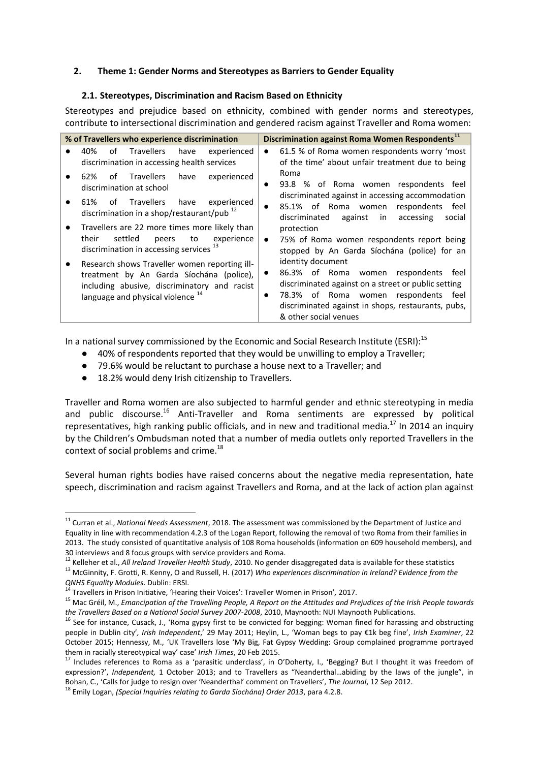## 2. Theme 1: Gender Norms and Stereotypes as Barriers to Gender Equality

### 2.1. Stereotypes, Discrimination and Racism Based on Ethnicity

Stereotypes and prejudice based on ethnicity, combined with gender norms and stereotypes, contribute to intersectional discrimination and gendered racism against Traveller and Roma women:

| % of Travellers who experience discrimination | Discrimination against Roma Women Respondents[11] |
| --- | --- |
| ● 40% of Travellers have experienced discrimination in accessing health services<br>● 62% of Travellers have experienced discrimination at school<br>● 61% of Travellers have experienced discrimination in a shop/restaurant/pub [12]<br>● Travellers are 22 more times more likely than their settled peers to experience discrimination in accessing services [13]<br>● Research shows Traveller women reporting ill-treatment by An Garda Síochána (police), including abusive, discriminatory and racist language and physical violence [14] | ● 61.5 % of Roma women respondents worry 'most of the time' about unfair treatment due to being Roma<br>● 93.8 % of Roma women respondents feel discriminated against in accessing accommodation<br>● 85.1% of Roma women respondents feel discriminated against in accessing social protection<br>● 75% of Roma women respondents report being stopped by An Garda Síochána (police) for an identity document<br>● 86.3% of Roma women respondents feel discriminated against on a street or public setting<br>● 78.3% of Roma women respondents feel discriminated against in shops, restaurants, pubs, & other social venues |

In a national survey commissioned by the Economic and Social Research Institute (ESRI):[15]

- 40% of respondents reported that they would be unwilling to employ a Traveller;
- 79.6% would be reluctant to purchase a house next to a Traveller; and
- 18.2% would deny Irish citizenship to Travellers.

Traveller and Roma women are also subjected to harmful gender and ethnic stereotyping in media and public discourse.[16] Anti-Traveller and Roma sentiments are expressed by political representatives, high ranking public officials, and in new and traditional media.[17] In 2014 an inquiry by the Children's Ombudsman noted that a number of media outlets only reported Travellers in the context of social problems and crime.[18]

Several human rights bodies have raised concerns about the negative media representation, hate speech, discrimination and racism against Travellers and Roma, and at the lack of action plan against

---

[11] Curran et al., *National Needs Assessment*, 2018. The assessment was commissioned by the Department of Justice and Equality in line with recommendation 4.2.3 of the Logan Report, following the removal of two Roma from their families in 2013. The study consisted of quantitative analysis of 108 Roma households (information on 609 household members), and 30 interviews and 8 focus groups with service providers and Roma.

[12] Kelleher et al., *All Ireland Traveller Health Study*, 2010. No gender disaggregated data is available for these statistics

[13] McGinnity, F. Grotti, R. Kenny, O and Russell, H. (2017) *Who experiences discrimination in Ireland? Evidence from the QNHS Equality Modules*. Dublin: ERSI.

[14] Travellers in Prison Initiative, 'Hearing their Voices': Traveller Women in Prison*'*, 2017.

[15] Mac Gréil, M., *Emancipation of the Travelling People, A Report on the Attitudes and Prejudices of the Irish People towards the Travellers Based on a National Social Survey 2007-2008*, 2010, Maynooth: NUI Maynooth Publications*.*

[16] See for instance, Cusack, J., 'Roma gypsy first to be convicted for begging: Woman fined for harassing and obstructing people in Dublin city'*, Irish Independent*,' 29 May 2011; Heylin, L., 'Woman begs to pay €1k beg fine', *Irish Examiner*, 22 October 2015; Hennessy, M., 'UK Travellers lose 'My Big, Fat Gypsy Wedding: Group complained programme portrayed them in racially stereotypical way' case' *Irish Times*, 20 Feb 2015.

[17] Includes references to Roma as a 'parasitic underclass', in O'Doherty, I., 'Begging? But I thought it was freedom of expression?', *Independent,* 1 October 2013; and to Travellers as "Neanderthal…abiding by the laws of the jungle", in Bohan, C., 'Calls for judge to resign over 'Neanderthal' comment on Travellers', *The Journal*, 12 Sep 2012.

[18] Emily Logan, *(Special Inquiries relating to Garda Síochána) Order 2013*, para 4.2.8.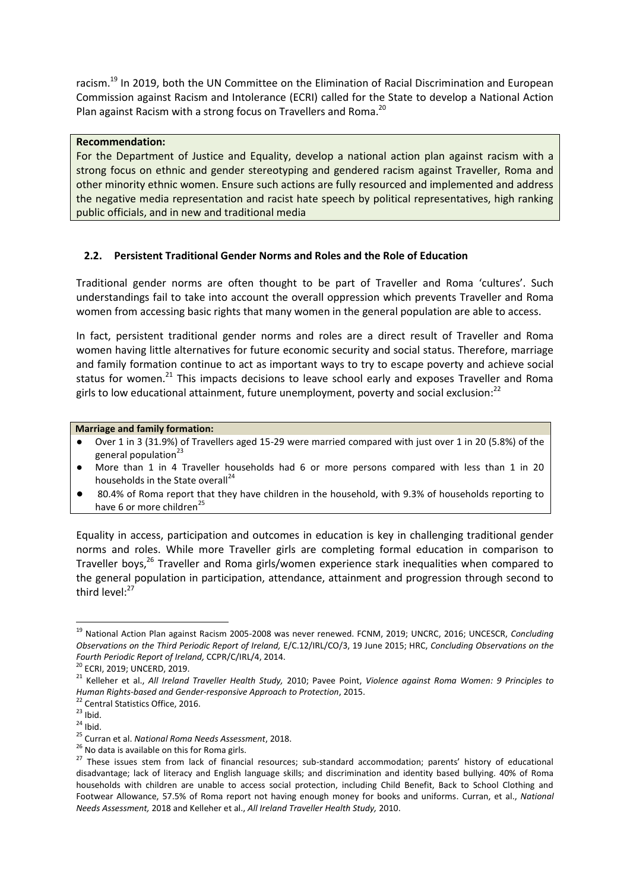racism.[19] In 2019, both the UN Committee on the Elimination of Racial Discrimination and European Commission against Racism and Intolerance (ECRI) called for the State to develop a National Action Plan against Racism with a strong focus on Travellers and Roma.[20]

**Recommendation:**

For the Department of Justice and Equality, develop a national action plan against racism with a strong focus on ethnic and gender stereotyping and gendered racism against Traveller, Roma and other minority ethnic women. Ensure such actions are fully resourced and implemented and address the negative media representation and racist hate speech by political representatives, high ranking public officials, and in new and traditional media

## 2.2. Persistent Traditional Gender Norms and Roles and the Role of Education

Traditional gender norms are often thought to be part of Traveller and Roma 'cultures'. Such understandings fail to take into account the overall oppression which prevents Traveller and Roma women from accessing basic rights that many women in the general population are able to access.

In fact, persistent traditional gender norms and roles are a direct result of Traveller and Roma women having little alternatives for future economic security and social status. Therefore, marriage and family formation continue to act as important ways to try to escape poverty and achieve social status for women.[21] This impacts decisions to leave school early and exposes Traveller and Roma girls to low educational attainment, future unemployment, poverty and social exclusion:[22]

**Marriage and family formation:**

- Over 1 in 3 (31.9%) of Travellers aged 15-29 were married compared with just over 1 in 20 (5.8%) of the general population[23]
- More than 1 in 4 Traveller households had 6 or more persons compared with less than 1 in 20 households in the State overall[24]
- 80.4% of Roma report that they have children in the household, with 9.3% of households reporting to have 6 or more children[25]

Equality in access, participation and outcomes in education is key in challenging traditional gender norms and roles. While more Traveller girls are completing formal education in comparison to Traveller boys,[26] Traveller and Roma girls/women experience stark inequalities when compared to the general population in participation, attendance, attainment and progression through second to third level:[27]

---

[19] National Action Plan against Racism 2005-2008 was never renewed. FCNM, 2019; UNCRC, 2016; UNCESCR, *Concluding Observations on the Third Periodic Report of Ireland,* E/C.12/IRL/CO/3, 19 June 2015; HRC, *Concluding Observations on the Fourth Periodic Report of Ireland,* CCPR/C/IRL/4, 2014.

[20] ECRI, 2019; UNCERD, 2019.

[21] Kelleher et al., *All Ireland Traveller Health Study,* 2010; Pavee Point, *Violence against Roma Women: 9 Principles to Human Rights-based and Gender-responsive Approach to Protection*, 2015.

[22] Central Statistics Office, 2016.

[23] Ibid.

[24] Ibid.

[25] Curran et al. *National Roma Needs Assessment*, 2018.

[26] No data is available on this for Roma girls.

[27] These issues stem from lack of financial resources; sub-standard accommodation; parents' history of educational disadvantage; lack of literacy and English language skills; and discrimination and identity based bullying. 40% of Roma households with children are unable to access social protection, including Child Benefit, Back to School Clothing and Footwear Allowance, 57.5% of Roma report not having enough money for books and uniforms. Curran, et al., *National Needs Assessment,* 2018 and Kelleher et al., *All Ireland Traveller Health Study,* 2010.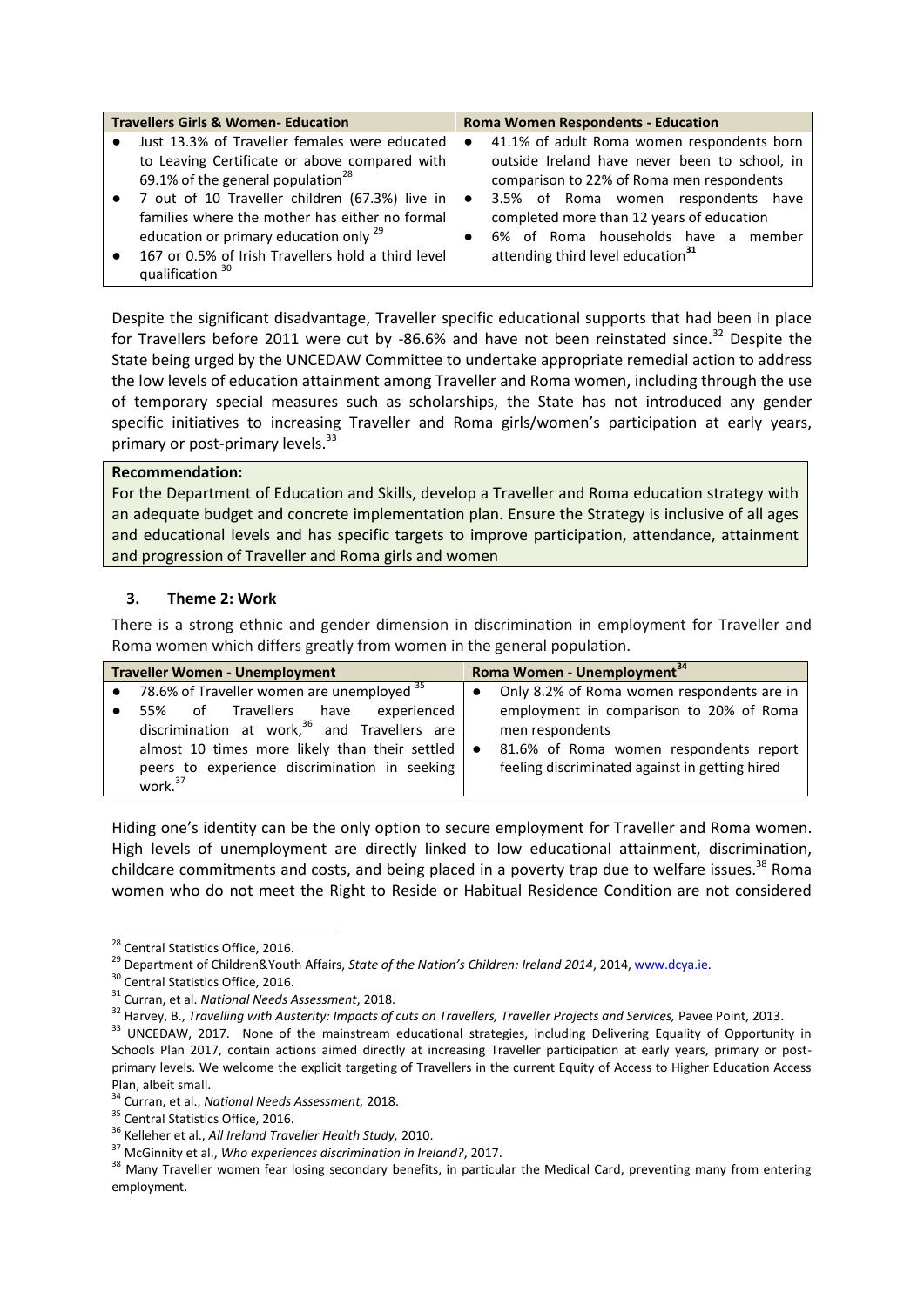| Travellers Girls & Women- Education | Roma Women Respondents - Education |
| --- | --- |
| • Just 13.3% of Traveller females were educated to Leaving Certificate or above compared with 69.1% of the general population[28]<br>• 7 out of 10 Traveller children (67.3%) live in families where the mother has either no formal education or primary education only [29]<br>• 167 or 0.5% of Irish Travellers hold a third level qualification [30] | • 41.1% of adult Roma women respondents born outside Ireland have never been to school, in comparison to 22% of Roma men respondents<br>• 3.5% of Roma women respondents have completed more than 12 years of education<br>• 6% of Roma households have a member attending third level education[31] |

Despite the significant disadvantage, Traveller specific educational supports that had been in place for Travellers before 2011 were cut by -86.6% and have not been reinstated since.[32] Despite the State being urged by the UNCEDAW Committee to undertake appropriate remedial action to address the low levels of education attainment among Traveller and Roma women, including through the use of temporary special measures such as scholarships, the State has not introduced any gender specific initiatives to increasing Traveller and Roma girls/women's participation at early years, primary or post-primary levels.[33]

**Recommendation:**

For the Department of Education and Skills, develop a Traveller and Roma education strategy with an adequate budget and concrete implementation plan. Ensure the Strategy is inclusive of all ages and educational levels and has specific targets to improve participation, attendance, attainment and progression of Traveller and Roma girls and women

## 3. Theme 2: Work

There is a strong ethnic and gender dimension in discrimination in employment for Traveller and Roma women which differs greatly from women in the general population.

| Traveller Women - Unemployment | Roma Women - Unemployment[34] |
| --- | --- |
| • 78.6% of Traveller women are unemployed [35]<br>• 55% of Travellers have experienced discrimination at work,[36] and Travellers are almost 10 times more likely than their settled peers to experience discrimination in seeking work.[37] | • Only 8.2% of Roma women respondents are in employment in comparison to 20% of Roma men respondents<br>• 81.6% of Roma women respondents report feeling discriminated against in getting hired |

Hiding one's identity can be the only option to secure employment for Traveller and Roma women. High levels of unemployment are directly linked to low educational attainment, discrimination, childcare commitments and costs, and being placed in a poverty trap due to welfare issues.[38] Roma women who do not meet the Right to Reside or Habitual Residence Condition are not considered

---

[28] Central Statistics Office, 2016.

[29] Department of Children&Youth Affairs, *State of the Nation's Children: Ireland 2014*, 2014, www.dcya.ie.

[30] Central Statistics Office, 2016.

[31] Curran, et al. *National Needs Assessment*, 2018.

[32] Harvey, B., *Travelling with Austerity: Impacts of cuts on Travellers, Traveller Projects and Services,* Pavee Point, 2013.

[33] UNCEDAW, 2017. None of the mainstream educational strategies, including Delivering Equality of Opportunity in Schools Plan 2017, contain actions aimed directly at increasing Traveller participation at early years, primary or post-primary levels. We welcome the explicit targeting of Travellers in the current Equity of Access to Higher Education Access Plan, albeit small.

[34] Curran, et al., *National Needs Assessment,* 2018.

[35] Central Statistics Office, 2016.

[36] Kelleher et al., *All Ireland Traveller Health Study,* 2010.

[37] McGinnity et al., *Who experiences discrimination in Ireland?*, 2017.

[38] Many Traveller women fear losing secondary benefits, in particular the Medical Card, preventing many from entering employment.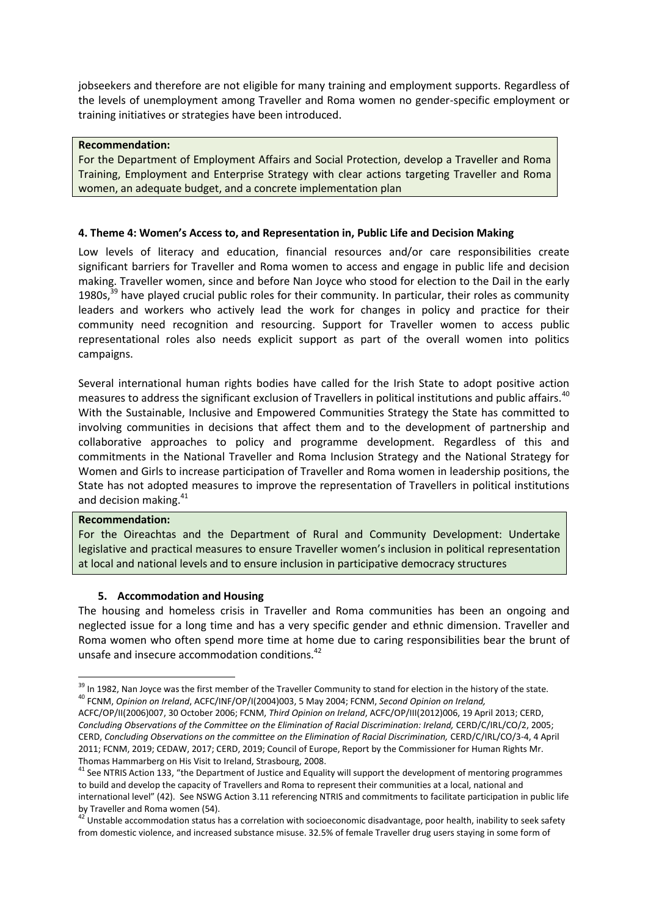jobseekers and therefore are not eligible for many training and employment supports. Regardless of the levels of unemployment among Traveller and Roma women no gender-specific employment or training initiatives or strategies have been introduced.

**Recommendation:**
For the Department of Employment Affairs and Social Protection, develop a Traveller and Roma Training, Employment and Enterprise Strategy with clear actions targeting Traveller and Roma women, an adequate budget, and a concrete implementation plan

### 4. Theme 4: Women's Access to, and Representation in, Public Life and Decision Making

Low levels of literacy and education, financial resources and/or care responsibilities create significant barriers for Traveller and Roma women to access and engage in public life and decision making. Traveller women, since and before Nan Joyce who stood for election to the Dail in the early 1980s,[39] have played crucial public roles for their community. In particular, their roles as community leaders and workers who actively lead the work for changes in policy and practice for their community need recognition and resourcing. Support for Traveller women to access public representational roles also needs explicit support as part of the overall women into politics campaigns.

Several international human rights bodies have called for the Irish State to adopt positive action measures to address the significant exclusion of Travellers in political institutions and public affairs.[40] With the Sustainable, Inclusive and Empowered Communities Strategy the State has committed to involving communities in decisions that affect them and to the development of partnership and collaborative approaches to policy and programme development. Regardless of this and commitments in the National Traveller and Roma Inclusion Strategy and the National Strategy for Women and Girls to increase participation of Traveller and Roma women in leadership positions, the State has not adopted measures to improve the representation of Travellers in political institutions and decision making.[41]

**Recommendation:**
For the Oireachtas and the Department of Rural and Community Development: Undertake legislative and practical measures to ensure Traveller women's inclusion in political representation at local and national levels and to ensure inclusion in participative democracy structures

### 5. Accommodation and Housing

The housing and homeless crisis in Traveller and Roma communities has been an ongoing and neglected issue for a long time and has a very specific gender and ethnic dimension. Traveller and Roma women who often spend more time at home due to caring responsibilities bear the brunt of unsafe and insecure accommodation conditions.[42]

---

[39] In 1982, Nan Joyce was the first member of the Traveller Community to stand for election in the history of the state.

[40] FCNM, *Opinion on Ireland*, ACFC/INF/OP/I(2004)003, 5 May 2004; FCNM, *Second Opinion on Ireland,* ACFC/OP/II(2006)007, 30 October 2006; FCNM, *Third Opinion on Ireland*, ACFC/OP/III(2012)006, 19 April 2013; CERD, *Concluding Observations of the Committee on the Elimination of Racial Discrimination: Ireland,* CERD/C/IRL/CO/2, 2005; CERD, *Concluding Observations on the committee on the Elimination of Racial Discrimination,* CERD/C/IRL/CO/3-4, 4 April 2011; FCNM, 2019; CEDAW, 2017; CERD, 2019; Council of Europe, Report by the Commissioner for Human Rights Mr. Thomas Hammarberg on His Visit to Ireland, Strasbourg, 2008.

[41] See NTRIS Action 133, "the Department of Justice and Equality will support the development of mentoring programmes to build and develop the capacity of Travellers and Roma to represent their communities at a local, national and international level" (42). See NSWG Action 3.11 referencing NTRIS and commitments to facilitate participation in public life by Traveller and Roma women (54).

[42] Unstable accommodation status has a correlation with socioeconomic disadvantage, poor health, inability to seek safety from domestic violence, and increased substance misuse. 32.5% of female Traveller drug users staying in some form of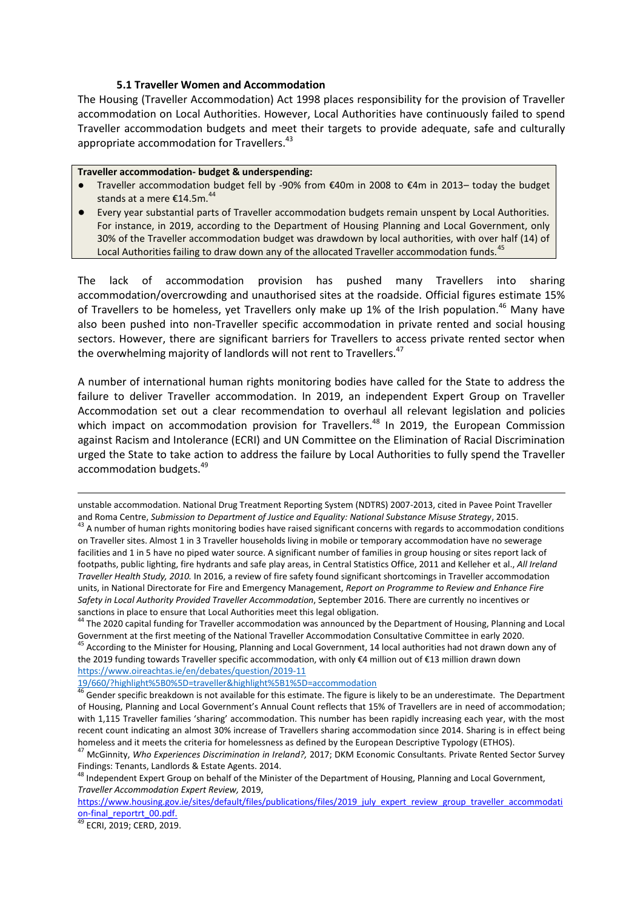### 5.1 Traveller Women and Accommodation

The Housing (Traveller Accommodation) Act 1998 places responsibility for the provision of Traveller accommodation on Local Authorities. However, Local Authorities have continuously failed to spend Traveller accommodation budgets and meet their targets to provide adequate, safe and culturally appropriate accommodation for Travellers.[43]

**Traveller accommodation- budget & underspending:**

- Traveller accommodation budget fell by -90% from €40m in 2008 to €4m in 2013– today the budget stands at a mere €14.5m.[44]
- Every year substantial parts of Traveller accommodation budgets remain unspent by Local Authorities. For instance, in 2019, according to the Department of Housing Planning and Local Government, only 30% of the Traveller accommodation budget was drawdown by local authorities, with over half (14) of Local Authorities failing to draw down any of the allocated Traveller accommodation funds.[45]

The lack of accommodation provision has pushed many Travellers into sharing accommodation/overcrowding and unauthorised sites at the roadside. Official figures estimate 15% of Travellers to be homeless, yet Travellers only make up 1% of the Irish population.[46] Many have also been pushed into non-Traveller specific accommodation in private rented and social housing sectors. However, there are significant barriers for Travellers to access private rented sector when the overwhelming majority of landlords will not rent to Travellers.[47]

A number of international human rights monitoring bodies have called for the State to address the failure to deliver Traveller accommodation. In 2019, an independent Expert Group on Traveller Accommodation set out a clear recommendation to overhaul all relevant legislation and policies which impact on accommodation provision for Travellers.[48] In 2019, the European Commission against Racism and Intolerance (ECRI) and UN Committee on the Elimination of Racial Discrimination urged the State to take action to address the failure by Local Authorities to fully spend the Traveller accommodation budgets.[49]

---

unstable accommodation. National Drug Treatment Reporting System (NDTRS) 2007-2013, cited in Pavee Point Traveller and Roma Centre, *Submission to Department of Justice and Equality: National Substance Misuse Strategy*, 2015.

[43] A number of human rights monitoring bodies have raised significant concerns with regards to accommodation conditions on Traveller sites. Almost 1 in 3 Traveller households living in mobile or temporary accommodation have no sewerage facilities and 1 in 5 have no piped water source. A significant number of families in group housing or sites report lack of footpaths, public lighting, fire hydrants and safe play areas, in Central Statistics Office, 2011 and Kelleher et al., *All Ireland Traveller Health Study, 2010.* In 2016, a review of fire safety found significant shortcomings in Traveller accommodation units, in National Directorate for Fire and Emergency Management, *Report on Programme to Review and Enhance Fire Safety in Local Authority Provided Traveller Accommodation*, September 2016. There are currently no incentives or sanctions in place to ensure that Local Authorities meet this legal obligation.

[44] The 2020 capital funding for Traveller accommodation was announced by the Department of Housing, Planning and Local Government at the first meeting of the National Traveller Accommodation Consultative Committee in early 2020.

[45] According to the Minister for Housing, Planning and Local Government, 14 local authorities had not drawn down any of the 2019 funding towards Traveller specific accommodation, with only €4 million out of €13 million drawn down https://www.oireachtas.ie/en/debates/question/2019-11-19/660/?highlight%5B0%5D=traveller&highlight%5B1%5D=accommodation

[46] Gender specific breakdown is not available for this estimate. The figure is likely to be an underestimate. The Department of Housing, Planning and Local Government's Annual Count reflects that 15% of Travellers are in need of accommodation; with 1,115 Traveller families 'sharing' accommodation. This number has been rapidly increasing each year, with the most recent count indicating an almost 30% increase of Travellers sharing accommodation since 2014. Sharing is in effect being homeless and it meets the criteria for homelessness as defined by the European Descriptive Typology (ETHOS).

[47] McGinnity, *Who Experiences Discrimination in Ireland?,* 2017; DKM Economic Consultants. Private Rented Sector Survey Findings: Tenants, Landlords & Estate Agents. 2014.

[48] Independent Expert Group on behalf of the Minister of the Department of Housing, Planning and Local Government, *Traveller Accommodation Expert Review,* 2019, https://www.housing.gov.ie/sites/default/files/publications/files/2019_july_expert_review_group_traveller_accommodation-final_reportrt_00.pdf.

[49] ECRI, 2019; CERD, 2019.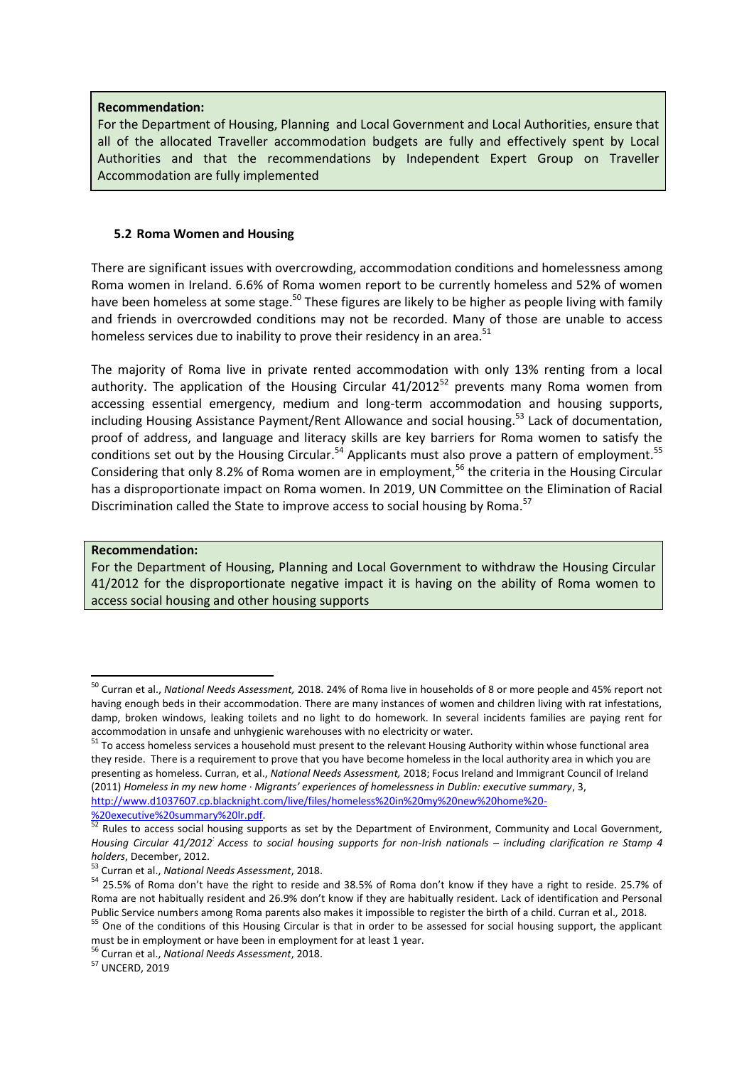**Recommendation:**

For the Department of Housing, Planning and Local Government and Local Authorities, ensure that all of the allocated Traveller accommodation budgets are fully and effectively spent by Local Authorities and that the recommendations by Independent Expert Group on Traveller Accommodation are fully implemented

### 5.2 Roma Women and Housing

There are significant issues with overcrowding, accommodation conditions and homelessness among Roma women in Ireland. 6.6% of Roma women report to be currently homeless and 52% of women have been homeless at some stage.[50] These figures are likely to be higher as people living with family and friends in overcrowded conditions may not be recorded. Many of those are unable to access homeless services due to inability to prove their residency in an area.[51]

The majority of Roma live in private rented accommodation with only 13% renting from a local authority. The application of the Housing Circular 41/2012[52] prevents many Roma women from accessing essential emergency, medium and long-term accommodation and housing supports, including Housing Assistance Payment/Rent Allowance and social housing.[53] Lack of documentation, proof of address, and language and literacy skills are key barriers for Roma women to satisfy the conditions set out by the Housing Circular.[54] Applicants must also prove a pattern of employment.[55] Considering that only 8.2% of Roma women are in employment,[56] the criteria in the Housing Circular has a disproportionate impact on Roma women. In 2019, UN Committee on the Elimination of Racial Discrimination called the State to improve access to social housing by Roma.[57]

**Recommendation:**

For the Department of Housing, Planning and Local Government to withdraw the Housing Circular 41/2012 for the disproportionate negative impact it is having on the ability of Roma women to access social housing and other housing supports

---

[50] Curran et al., *National Needs Assessment,* 2018. 24% of Roma live in households of 8 or more people and 45% report not having enough beds in their accommodation. There are many instances of women and children living with rat infestations, damp, broken windows, leaking toilets and no light to do homework. In several incidents families are paying rent for accommodation in unsafe and unhygienic warehouses with no electricity or water.

[51] To access homeless services a household must present to the relevant Housing Authority within whose functional area they reside. There is a requirement to prove that you have become homeless in the local authority area in which you are presenting as homeless. Curran, et al., *National Needs Assessment,* 2018; Focus Ireland and Immigrant Council of Ireland (2011) *Homeless in my new home · Migrants' experiences of homelessness in Dublin: executive summary*, 3, http://www.d1037607.cp.blacknight.com/live/files/homeless%20in%20my%20new%20home%20-%20executive%20summary%20lr.pdf.

[52] Rules to access social housing supports as set by the Department of Environment, Community and Local Government, *Housing Circular 41/2012 Access to social housing supports for non-Irish nationals – including clarification re Stamp 4 holders*, December, 2012.

[53] Curran et al., *National Needs Assessment*, 2018.

[54] 25.5% of Roma don't have the right to reside and 38.5% of Roma don't know if they have a right to reside. 25.7% of Roma are not habitually resident and 26.9% don't know if they are habitually resident. Lack of identification and Personal Public Service numbers among Roma parents also makes it impossible to register the birth of a child. Curran et al., 2018.

[55] One of the conditions of this Housing Circular is that in order to be assessed for social housing support, the applicant must be in employment or have been in employment for at least 1 year.

[56] Curran et al., *National Needs Assessment*, 2018.

[57] UNCERD, 2019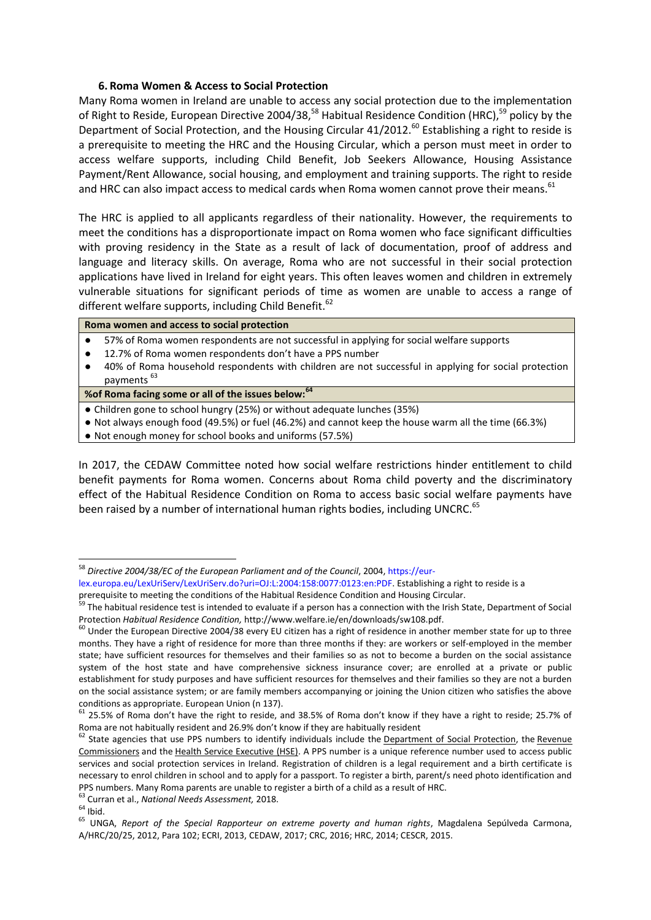### 6. Roma Women & Access to Social Protection

Many Roma women in Ireland are unable to access any social protection due to the implementation of Right to Reside, European Directive 2004/38,[58] Habitual Residence Condition (HRC),[59] policy by the Department of Social Protection, and the Housing Circular 41/2012.[60] Establishing a right to reside is a prerequisite to meeting the HRC and the Housing Circular, which a person must meet in order to access welfare supports, including Child Benefit, Job Seekers Allowance, Housing Assistance Payment/Rent Allowance, social housing, and employment and training supports. The right to reside and HRC can also impact access to medical cards when Roma women cannot prove their means.[61]

The HRC is applied to all applicants regardless of their nationality. However, the requirements to meet the conditions has a disproportionate impact on Roma women who face significant difficulties with proving residency in the State as a result of lack of documentation, proof of address and language and literacy skills. On average, Roma who are not successful in their social protection applications have lived in Ireland for eight years. This often leaves women and children in extremely vulnerable situations for significant periods of time as women are unable to access a range of different welfare supports, including Child Benefit.[62]

| **Roma women and access to social protection** |
|---|
| ● 57% of Roma women respondents are not successful in applying for social welfare supports<br>● 12.7% of Roma women respondents don't have a PPS number<br>● 40% of Roma household respondents with children are not successful in applying for social protection payments [63] |
| **%of Roma facing some or all of the issues below:[64]** |
| ● Children gone to school hungry (25%) or without adequate lunches (35%)<br>● Not always enough food (49.5%) or fuel (46.2%) and cannot keep the house warm all the time (66.3%)<br>● Not enough money for school books and uniforms (57.5%) |

In 2017, the CEDAW Committee noted how social welfare restrictions hinder entitlement to child benefit payments for Roma women. Concerns about Roma child poverty and the discriminatory effect of the Habitual Residence Condition on Roma to access basic social welfare payments have been raised by a number of international human rights bodies, including UNCRC.[65]

---

[58] *Directive 2004/38/EC of the European Parliament and of the Council*, 2004, https://eur-lex.europa.eu/LexUriServ/LexUriServ.do?uri=OJ:L:2004:158:0077:0123:en:PDF. Establishing a right to reside is a prerequisite to meeting the conditions of the Habitual Residence Condition and Housing Circular.

[59] The habitual residence test is intended to evaluate if a person has a connection with the Irish State, Department of Social Protection *Habitual Residence Condition,* http://www.welfare.ie/en/downloads/sw108.pdf.

[60] Under the European Directive 2004/38 every EU citizen has a right of residence in another member state for up to three months. They have a right of residence for more than three months if they: are workers or self-employed in the member state; have sufficient resources for themselves and their families so as not to become a burden on the social assistance system of the host state and have comprehensive sickness insurance cover; are enrolled at a private or public establishment for study purposes and have sufficient resources for themselves and their families so they are not a burden on the social assistance system; or are family members accompanying or joining the Union citizen who satisfies the above conditions as appropriate. European Union (n 137).

[61] 25.5% of Roma don't have the right to reside, and 38.5% of Roma don't know if they have a right to reside; 25.7% of Roma are not habitually resident and 26.9% don't know if they are habitually resident

[62] State agencies that use PPS numbers to identify individuals include the Department of Social Protection, the Revenue Commissioners and the Health Service Executive (HSE). A PPS number is a unique reference number used to access public services and social protection services in Ireland. Registration of children is a legal requirement and a birth certificate is necessary to enrol children in school and to apply for a passport. To register a birth, parent/s need photo identification and PPS numbers. Many Roma parents are unable to register a birth of a child as a result of HRC.

[63] Curran et al., *National Needs Assessment,* 2018.

[64] Ibid.

[65] UNGA, *Report of the Special Rapporteur on extreme poverty and human rights*, Magdalena Sepúlveda Carmona, A/HRC/20/25, 2012, Para 102; ECRI, 2013, CEDAW, 2017; CRC, 2016; HRC, 2014; CESCR, 2015.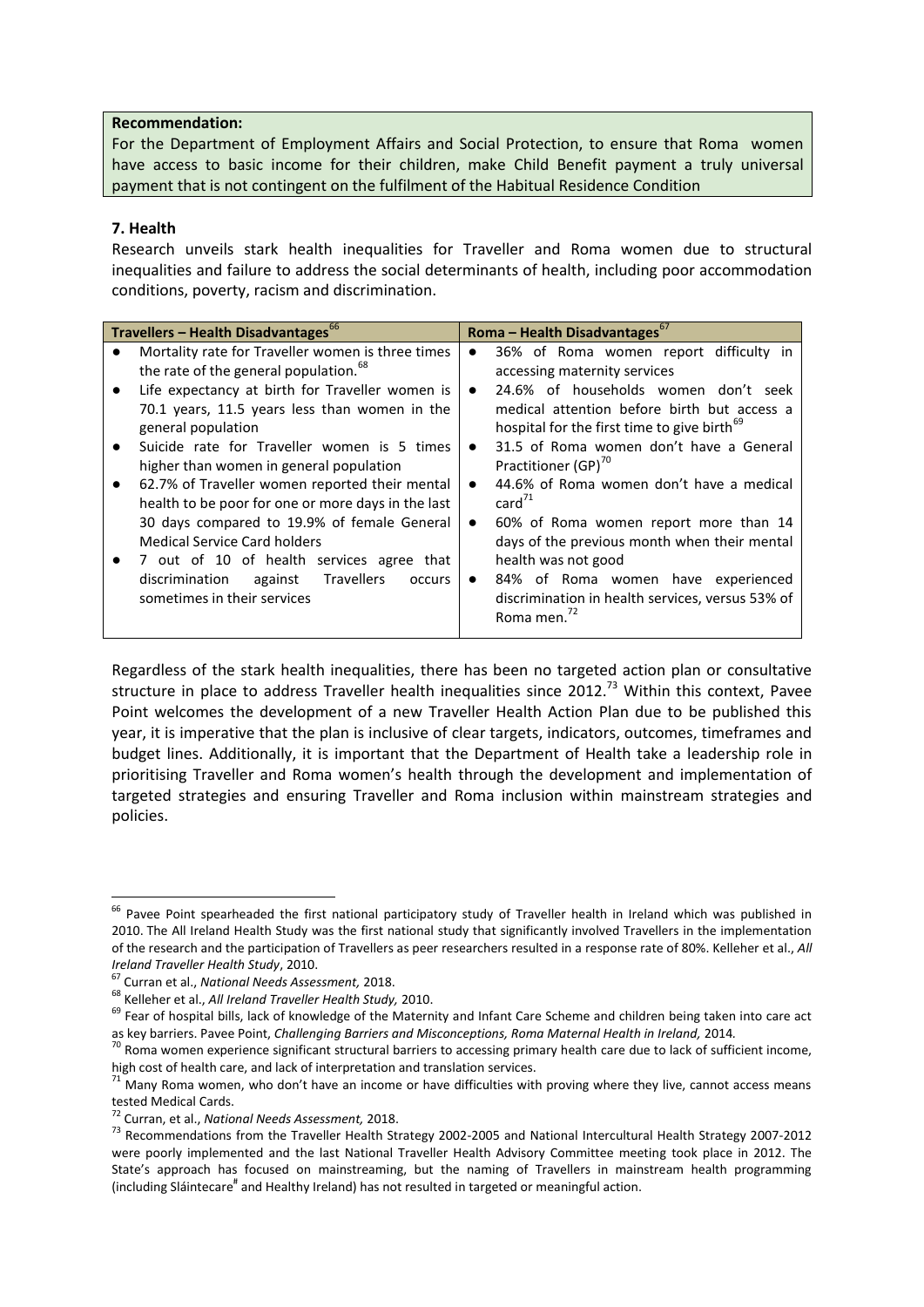**Recommendation:**
For the Department of Employment Affairs and Social Protection, to ensure that Roma women have access to basic income for their children, make Child Benefit payment a truly universal payment that is not contingent on the fulfilment of the Habitual Residence Condition

## 7. Health

Research unveils stark health inequalities for Traveller and Roma women due to structural inequalities and failure to address the social determinants of health, including poor accommodation conditions, poverty, racism and discrimination.

| Travellers – Health Disadvantages[66] | Roma – Health Disadvantages[67] |
|---|---|
| • Mortality rate for Traveller women is three times the rate of the general population.[68]<br>• Life expectancy at birth for Traveller women is 70.1 years, 11.5 years less than women in the general population<br>• Suicide rate for Traveller women is 5 times higher than women in general population<br>• 62.7% of Traveller women reported their mental health to be poor for one or more days in the last 30 days compared to 19.9% of female General Medical Service Card holders<br>• 7 out of 10 of health services agree that discrimination against Travellers occurs sometimes in their services | • 36% of Roma women report difficulty in accessing maternity services<br>• 24.6% of households women don't seek medical attention before birth but access a hospital for the first time to give birth[69]<br>• 31.5 of Roma women don't have a General Practitioner (GP)[70]<br>• 44.6% of Roma women don't have a medical card[71]<br>• 60% of Roma women report more than 14 days of the previous month when their mental health was not good<br>• 84% of Roma women have experienced discrimination in health services, versus 53% of Roma men.[72] |

Regardless of the stark health inequalities, there has been no targeted action plan or consultative structure in place to address Traveller health inequalities since 2012.[73] Within this context, Pavee Point welcomes the development of a new Traveller Health Action Plan due to be published this year, it is imperative that the plan is inclusive of clear targets, indicators, outcomes, timeframes and budget lines. Additionally, it is important that the Department of Health take a leadership role in prioritising Traveller and Roma women's health through the development and implementation of targeted strategies and ensuring Traveller and Roma inclusion within mainstream strategies and policies.

---

[66] Pavee Point spearheaded the first national participatory study of Traveller health in Ireland which was published in 2010. The All Ireland Health Study was the first national study that significantly involved Travellers in the implementation of the research and the participation of Travellers as peer researchers resulted in a response rate of 80%. Kelleher et al., *All Ireland Traveller Health Study*, 2010.

[67] Curran et al., *National Needs Assessment,* 2018.

[68] Kelleher et al., *All Ireland Traveller Health Study,* 2010.

[69] Fear of hospital bills, lack of knowledge of the Maternity and Infant Care Scheme and children being taken into care act as key barriers. Pavee Point, *Challenging Barriers and Misconceptions, Roma Maternal Health in Ireland,* 2014.

[70] Roma women experience significant structural barriers to accessing primary health care due to lack of sufficient income, high cost of health care, and lack of interpretation and translation services.

[71] Many Roma women, who don't have an income or have difficulties with proving where they live, cannot access means tested Medical Cards.

[72] Curran, et al., *National Needs Assessment,* 2018.

[73] Recommendations from the Traveller Health Strategy 2002-2005 and National Intercultural Health Strategy 2007-2012 were poorly implemented and the last National Traveller Health Advisory Committee meeting took place in 2012. The State's approach has focused on mainstreaming, but the naming of Travellers in mainstream health programming (including Sláintecare[#] and Healthy Ireland) has not resulted in targeted or meaningful action.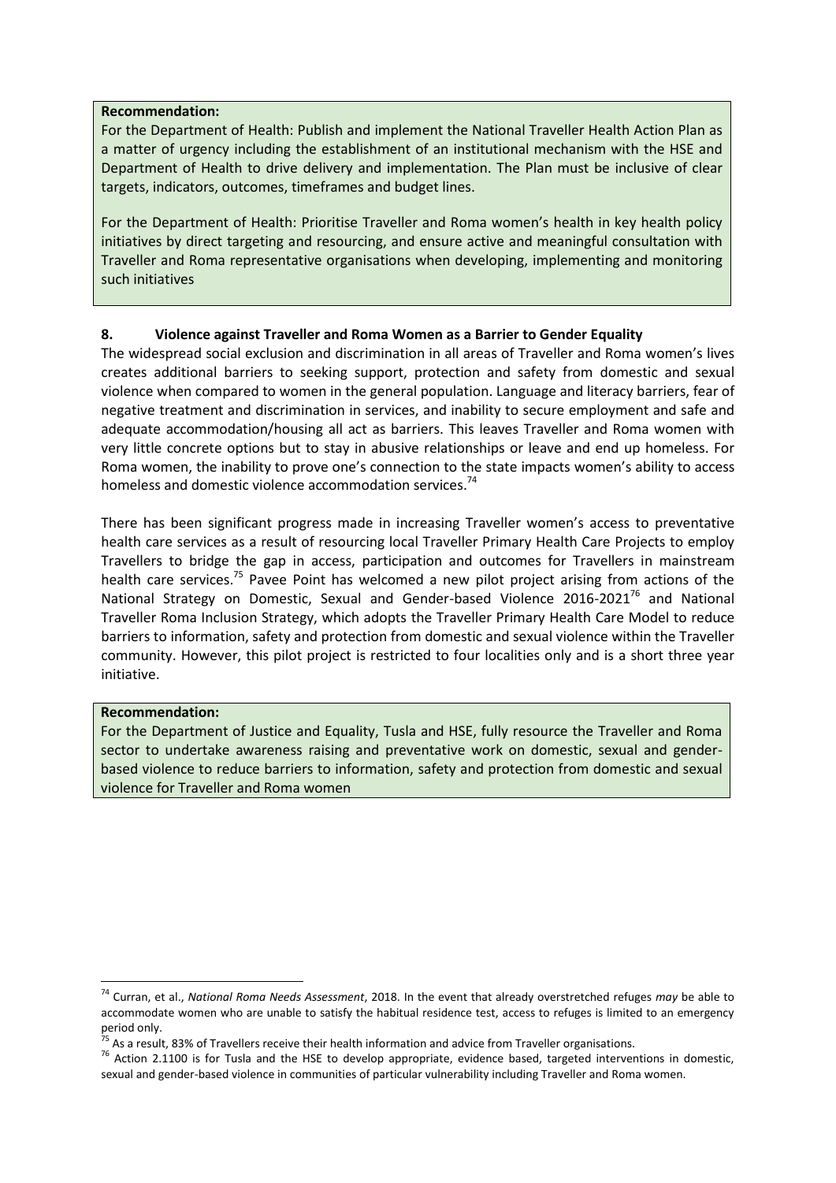**Recommendation:**

For the Department of Health: Publish and implement the National Traveller Health Action Plan as a matter of urgency including the establishment of an institutional mechanism with the HSE and Department of Health to drive delivery and implementation. The Plan must be inclusive of clear targets, indicators, outcomes, timeframes and budget lines.

For the Department of Health: Prioritise Traveller and Roma women's health in key health policy initiatives by direct targeting and resourcing, and ensure active and meaningful consultation with Traveller and Roma representative organisations when developing, implementing and monitoring such initiatives

## 8. Violence against Traveller and Roma Women as a Barrier to Gender Equality

The widespread social exclusion and discrimination in all areas of Traveller and Roma women's lives creates additional barriers to seeking support, protection and safety from domestic and sexual violence when compared to women in the general population. Language and literacy barriers, fear of negative treatment and discrimination in services, and inability to secure employment and safe and adequate accommodation/housing all act as barriers. This leaves Traveller and Roma women with very little concrete options but to stay in abusive relationships or leave and end up homeless. For Roma women, the inability to prove one's connection to the state impacts women's ability to access homeless and domestic violence accommodation services.[74]

There has been significant progress made in increasing Traveller women's access to preventative health care services as a result of resourcing local Traveller Primary Health Care Projects to employ Travellers to bridge the gap in access, participation and outcomes for Travellers in mainstream health care services.[75] Pavee Point has welcomed a new pilot project arising from actions of the National Strategy on Domestic, Sexual and Gender-based Violence 2016-2021[76] and National Traveller Roma Inclusion Strategy, which adopts the Traveller Primary Health Care Model to reduce barriers to information, safety and protection from domestic and sexual violence within the Traveller community. However, this pilot project is restricted to four localities only and is a short three year initiative.

**Recommendation:**

For the Department of Justice and Equality, Tusla and HSE, fully resource the Traveller and Roma sector to undertake awareness raising and preventative work on domestic, sexual and gender-based violence to reduce barriers to information, safety and protection from domestic and sexual violence for Traveller and Roma women

---

[74] Curran, et al., *National Roma Needs Assessment*, 2018. In the event that already overstretched refuges *may* be able to accommodate women who are unable to satisfy the habitual residence test, access to refuges is limited to an emergency period only.

[75] As a result, 83% of Travellers receive their health information and advice from Traveller organisations.

[76] Action 2.1100 is for Tusla and the HSE to develop appropriate, evidence based, targeted interventions in domestic, sexual and gender-based violence in communities of particular vulnerability including Traveller and Roma women.